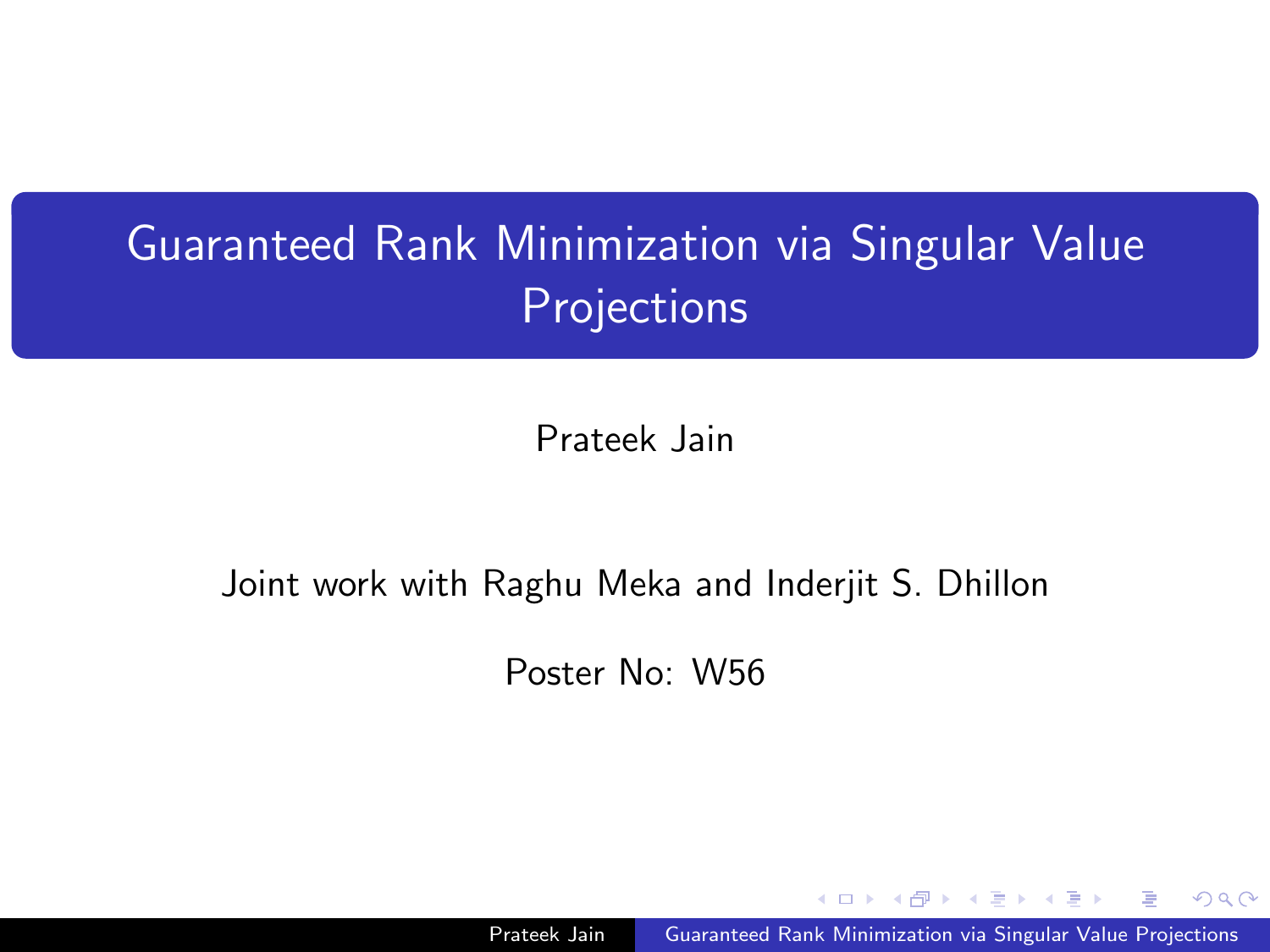# Guaranteed Rank Minimization via Singular Value Projections

Prateek Jain

Joint work with Raghu Meka and Inderjit S. Dhillon

Poster No: W56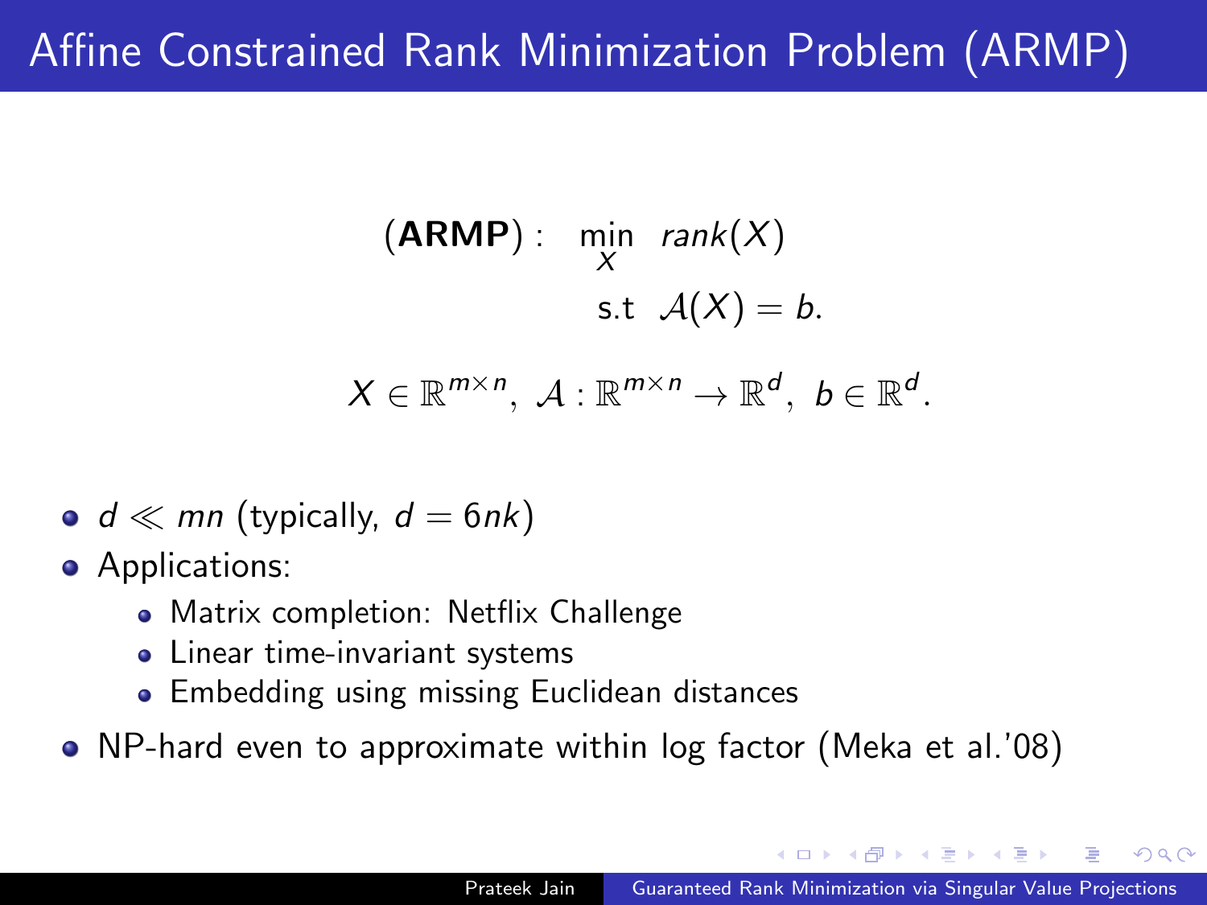# Affine Constrained Rank Minimization Problem (ARMP)

$$(\textbf{ARMP}): \quad \min_{X} \quad rank(X)$$
$$\text{s.t} \quad \mathcal{A}(X) = b.$$

$$X \in \mathbb{R}^{m \times n}, \ \mathcal{A} : \mathbb{R}^{m \times n} \to \mathbb{R}^d, \ b \in \mathbb{R}^d.$$

- $d \ll mn$ (typically, $d = 6nk$)
- Applications:
  - Matrix completion: Netflix Challenge
  - Linear time-invariant systems
  - Embedding using missing Euclidean distances
- NP-hard even to approximate within log factor (Meka et al.'08)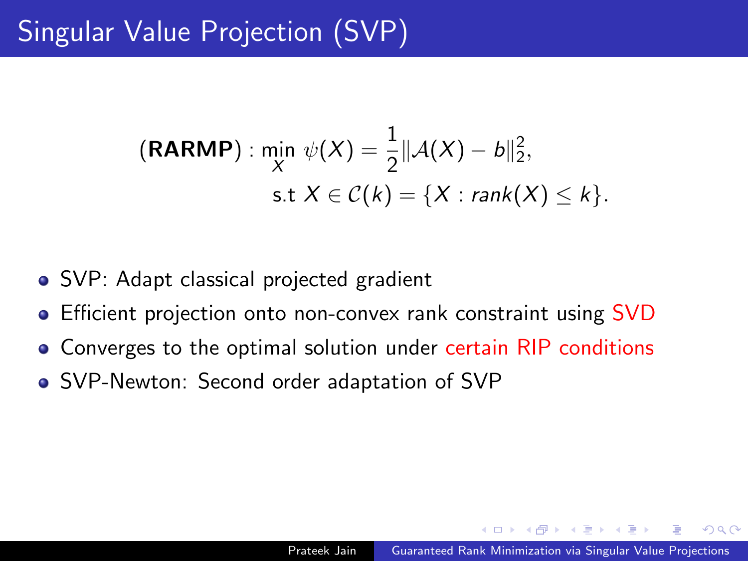# Singular Value Projection (SVP)

$$
\begin{aligned}
(\textbf{RARMP}) : \min_X \ \psi(X) &= \frac{1}{2}\|\mathcal{A}(X) - b\|_2^2, \\
\text{s.t } X &\in \mathcal{C}(k) = \{X : rank(X) \leq k\}.
\end{aligned}
$$

- SVP: Adapt classical projected gradient
- Efficient projection onto non-convex rank constraint using SVD
- Converges to the optimal solution under certain RIP conditions
- SVP-Newton: Second order adaptation of SVP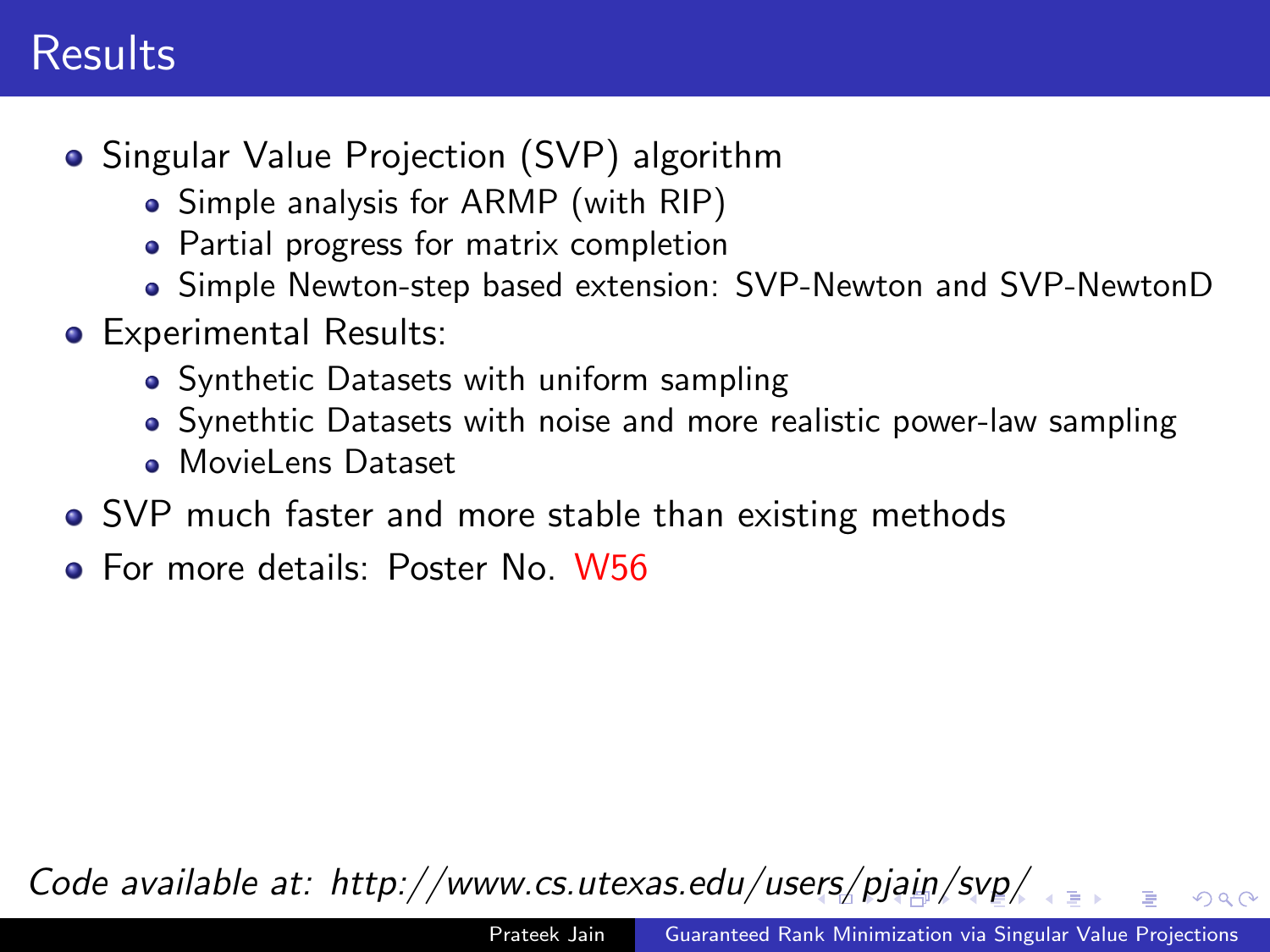# Results

- Singular Value Projection (SVP) algorithm
  - Simple analysis for ARMP (with RIP)
  - Partial progress for matrix completion
  - Simple Newton-step based extension: SVP-Newton and SVP-NewtonD
- Experimental Results:
  - Synthetic Datasets with uniform sampling
  - Synethtic Datasets with noise and more realistic power-law sampling
  - MovieLens Dataset
- SVP much faster and more stable than existing methods
- For more details: Poster No. W56

*Code available at: http://www.cs.utexas.edu/users/pjain/svp/*